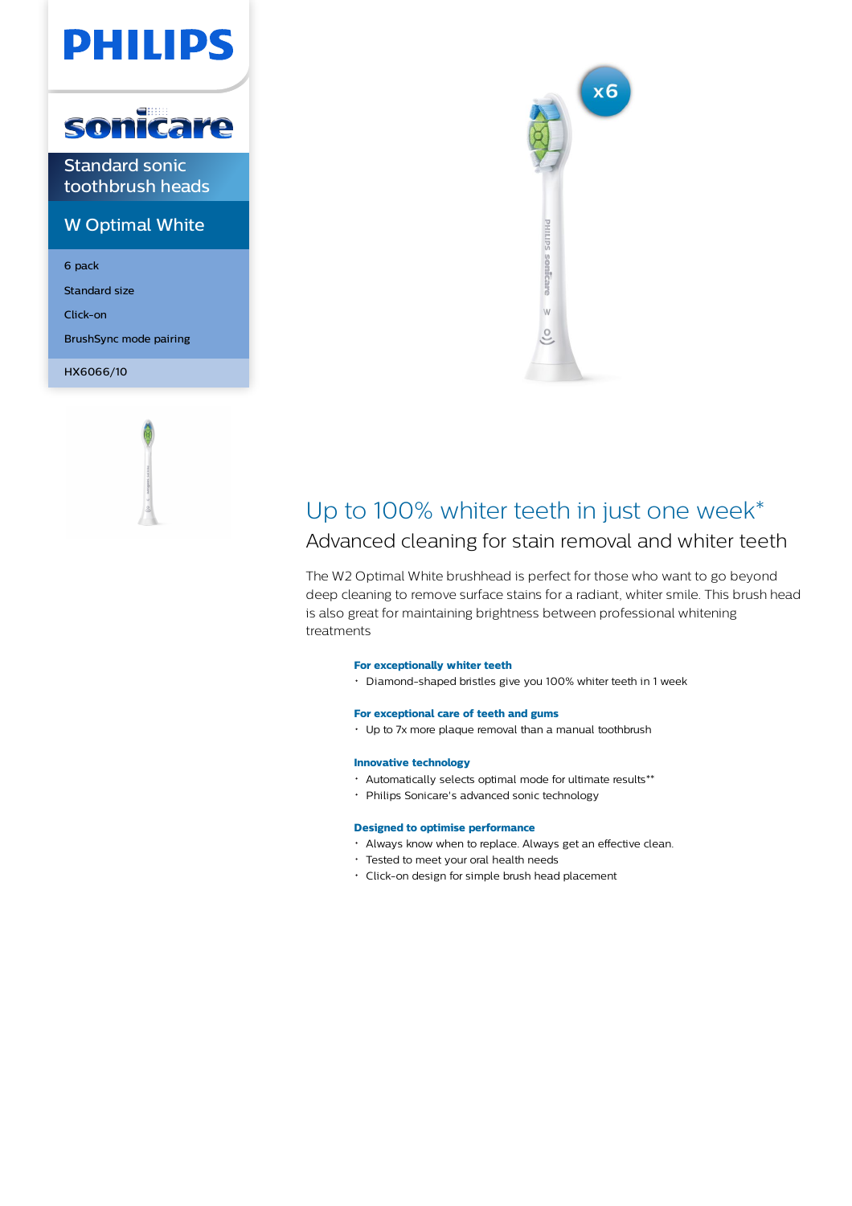# PHILIPS

## sonicare

Standard sonic toothbrush heads

### W Optimal White

- 6 pack
- Standard size
- Click-on
- BrushSync mode pairing

HX6066/10

x6

# Up to 100% whiter teeth in just one week*

## Advanced cleaning for stain removal and whiter teeth

The W2 Optimal White brushhead is perfect for those who want to go beyond deep cleaning to remove surface stains for a radiant, whiter smile. This brush head is also great for maintaining brightness between professional whitening treatments

**For exceptionally whiter teeth**

- Diamond-shaped bristles give you 100% whiter teeth in 1 week

**For exceptional care of teeth and gums**

- Up to 7x more plaque removal than a manual toothbrush

**Innovative technology**

- Automatically selects optimal mode for ultimate results**
- Philips Sonicare's advanced sonic technology

**Designed to optimise performance**

- Always know when to replace. Always get an effective clean.
- Tested to meet your oral health needs
- Click-on design for simple brush head placement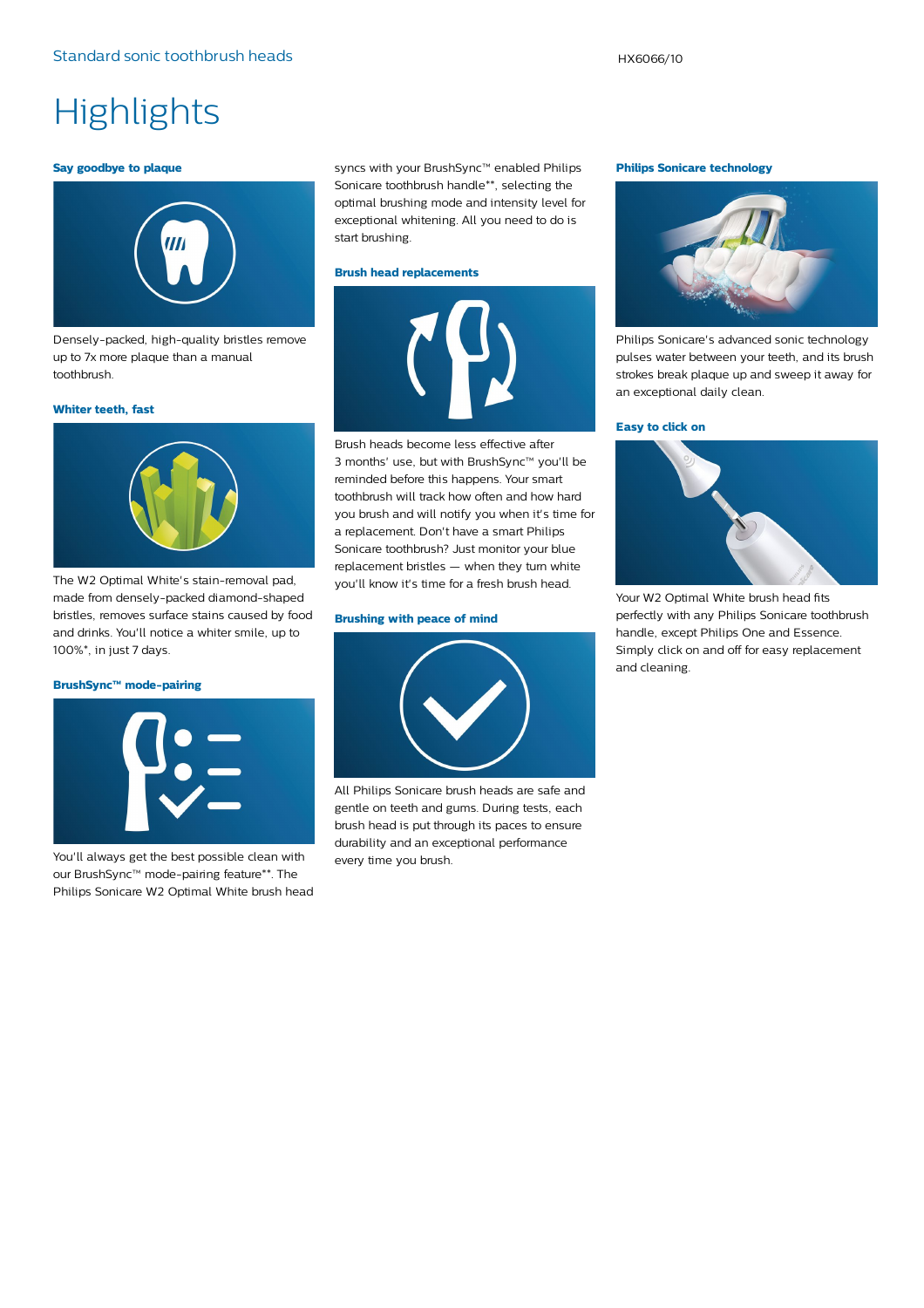# Highlights

### Say goodbye to plaque

Densely-packed, high-quality bristles remove up to 7x more plaque than a manual toothbrush.

### Whiter teeth, fast

The W2 Optimal White's stain-removal pad, made from densely-packed diamond-shaped bristles, removes surface stains caused by food and drinks. You'll notice a whiter smile, up to 100%*, in just 7 days.

### BrushSync™ mode-pairing

You'll always get the best possible clean with our BrushSync™ mode-pairing feature**. The Philips Sonicare W2 Optimal White brush head syncs with your BrushSync™ enabled Philips Sonicare toothbrush handle**, selecting the optimal brushing mode and intensity level for exceptional whitening. All you need to do is start brushing.

### Brush head replacements

Brush heads become less effective after 3 months' use, but with BrushSync™ you'll be reminded before this happens. Your smart toothbrush will track how often and how hard you brush and will notify you when it's time for a replacement. Don't have a smart Philips Sonicare toothbrush? Just monitor your blue replacement bristles — when they turn white you'll know it's time for a fresh brush head.

### Brushing with peace of mind

All Philips Sonicare brush heads are safe and gentle on teeth and gums. During tests, each brush head is put through its paces to ensure durability and an exceptional performance every time you brush.

### Philips Sonicare technology

Philips Sonicare's advanced sonic technology pulses water between your teeth, and its brush strokes break plaque up and sweep it away for an exceptional daily clean.

### Easy to click on

Your W2 Optimal White brush head fits perfectly with any Philips Sonicare toothbrush handle, except Philips One and Essence. Simply click on and off for easy replacement and cleaning.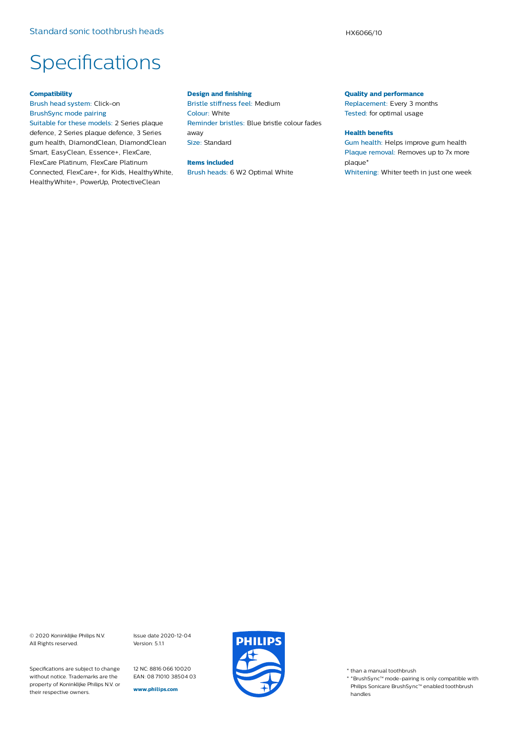# Specifications

### Compatibility

Brush head system: Click-on
BrushSync mode pairing
Suitable for these models: 2 Series plaque defence, 2 Series plaque defence, 3 Series gum health, DiamondClean, DiamondClean Smart, EasyClean, Essence+, FlexCare, FlexCare Platinum, FlexCare Platinum Connected, FlexCare+, for Kids, HealthyWhite, HealthyWhite+, PowerUp, ProtectiveClean

### Design and finishing

Bristle stiffness feel: Medium
Colour: White
Reminder bristles: Blue bristle colour fades away
Size: Standard

### Items included

Brush heads: 6 W2 Optimal White

### Quality and performance

Replacement: Every 3 months
Tested: for optimal usage

### Health benefits

Gum health: Helps improve gum health
Plaque removal: Removes up to 7x more plaque*
Whitening: Whiter teeth in just one week

© 2020 Koninklijke Philips N.V.
All Rights reserved.

Specifications are subject to change without notice. Trademarks are the property of Koninklijke Philips N.V. or their respective owners.

Issue date 2020-12-04
Version: 5.1.1

12 NC: 8816 066 10020
EAN: 08 71010 38504 03

www.philips.com

\* than a manual toothbrush
\* *BrushSync™ mode-pairing is only compatible with Philips Sonicare BrushSync™ enabled toothbrush handles